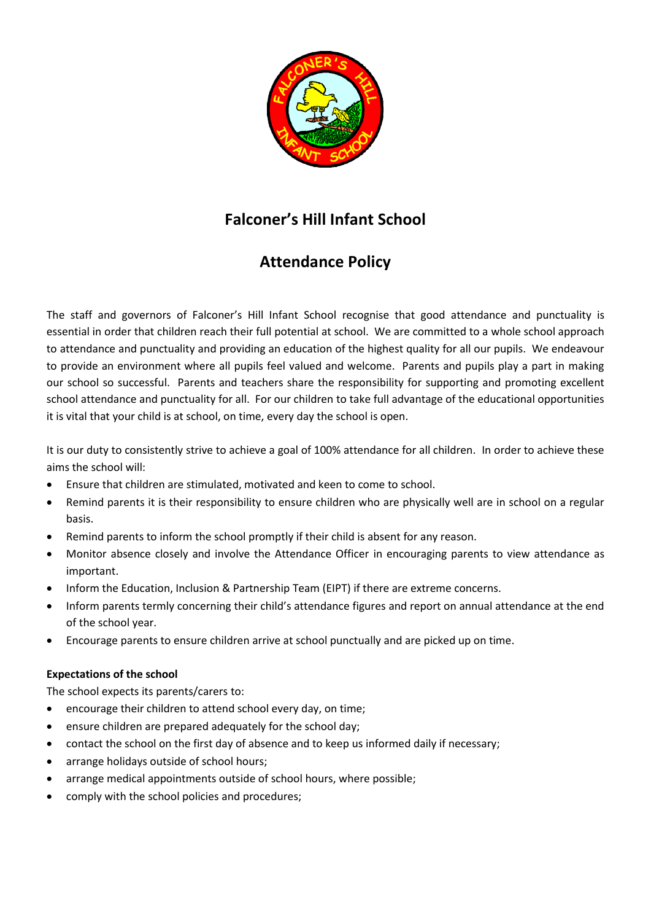# Falconer's Hill Infant School

## Attendance Policy

The staff and governors of Falconer's Hill Infant School recognise that good attendance and punctuality is essential in order that children reach their full potential at school. We are committed to a whole school approach to attendance and punctuality and providing an education of the highest quality for all our pupils. We endeavour to provide an environment where all pupils feel valued and welcome. Parents and pupils play a part in making our school so successful. Parents and teachers share the responsibility for supporting and promoting excellent school attendance and punctuality for all. For our children to take full advantage of the educational opportunities it is vital that your child is at school, on time, every day the school is open.

It is our duty to consistently strive to achieve a goal of 100% attendance for all children. In order to achieve these aims the school will:

- Ensure that children are stimulated, motivated and keen to come to school.
- Remind parents it is their responsibility to ensure children who are physically well are in school on a regular basis.
- Remind parents to inform the school promptly if their child is absent for any reason.
- Monitor absence closely and involve the Attendance Officer in encouraging parents to view attendance as important.
- Inform the Education, Inclusion & Partnership Team (EIPT) if there are extreme concerns.
- Inform parents termly concerning their child's attendance figures and report on annual attendance at the end of the school year.
- Encourage parents to ensure children arrive at school punctually and are picked up on time.

**Expectations of the school**

The school expects its parents/carers to:

- encourage their children to attend school every day, on time;
- ensure children are prepared adequately for the school day;
- contact the school on the first day of absence and to keep us informed daily if necessary;
- arrange holidays outside of school hours;
- arrange medical appointments outside of school hours, where possible;
- comply with the school policies and procedures;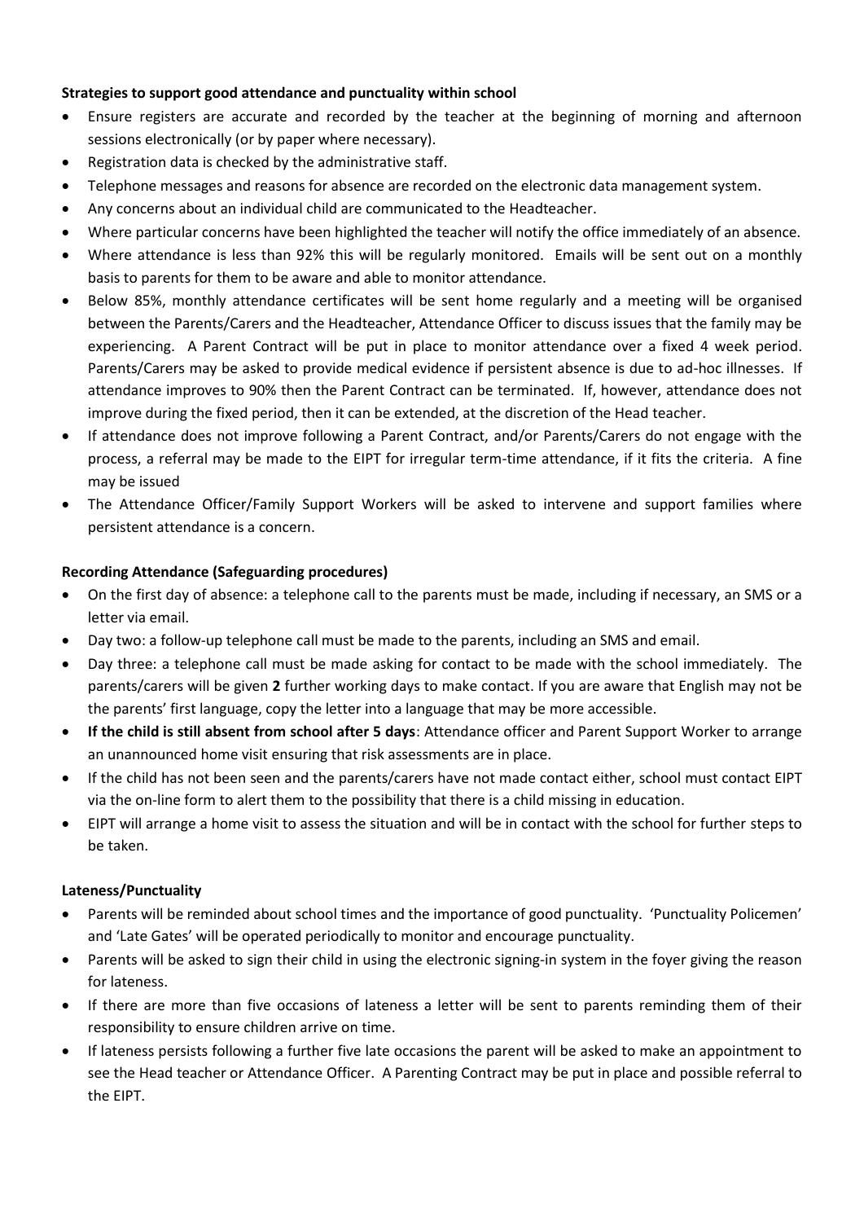**Strategies to support good attendance and punctuality within school**

- Ensure registers are accurate and recorded by the teacher at the beginning of morning and afternoon sessions electronically (or by paper where necessary).
- Registration data is checked by the administrative staff.
- Telephone messages and reasons for absence are recorded on the electronic data management system.
- Any concerns about an individual child are communicated to the Headteacher.
- Where particular concerns have been highlighted the teacher will notify the office immediately of an absence.
- Where attendance is less than 92% this will be regularly monitored. Emails will be sent out on a monthly basis to parents for them to be aware and able to monitor attendance.
- Below 85%, monthly attendance certificates will be sent home regularly and a meeting will be organised between the Parents/Carers and the Headteacher, Attendance Officer to discuss issues that the family may be experiencing. A Parent Contract will be put in place to monitor attendance over a fixed 4 week period. Parents/Carers may be asked to provide medical evidence if persistent absence is due to ad-hoc illnesses. If attendance improves to 90% then the Parent Contract can be terminated. If, however, attendance does not improve during the fixed period, then it can be extended, at the discretion of the Head teacher.
- If attendance does not improve following a Parent Contract, and/or Parents/Carers do not engage with the process, a referral may be made to the EIPT for irregular term-time attendance, if it fits the criteria. A fine may be issued
- The Attendance Officer/Family Support Workers will be asked to intervene and support families where persistent attendance is a concern.

**Recording Attendance (Safeguarding procedures)**

- On the first day of absence: a telephone call to the parents must be made, including if necessary, an SMS or a letter via email.
- Day two: a follow-up telephone call must be made to the parents, including an SMS and email.
- Day three: a telephone call must be made asking for contact to be made with the school immediately. The parents/carers will be given **2** further working days to make contact. If you are aware that English may not be the parents' first language, copy the letter into a language that may be more accessible.
- **If the child is still absent from school after 5 days**: Attendance officer and Parent Support Worker to arrange an unannounced home visit ensuring that risk assessments are in place.
- If the child has not been seen and the parents/carers have not made contact either, school must contact EIPT via the on-line form to alert them to the possibility that there is a child missing in education.
- EIPT will arrange a home visit to assess the situation and will be in contact with the school for further steps to be taken.

**Lateness/Punctuality**

- Parents will be reminded about school times and the importance of good punctuality. 'Punctuality Policemen' and 'Late Gates' will be operated periodically to monitor and encourage punctuality.
- Parents will be asked to sign their child in using the electronic signing-in system in the foyer giving the reason for lateness.
- If there are more than five occasions of lateness a letter will be sent to parents reminding them of their responsibility to ensure children arrive on time.
- If lateness persists following a further five late occasions the parent will be asked to make an appointment to see the Head teacher or Attendance Officer. A Parenting Contract may be put in place and possible referral to the EIPT.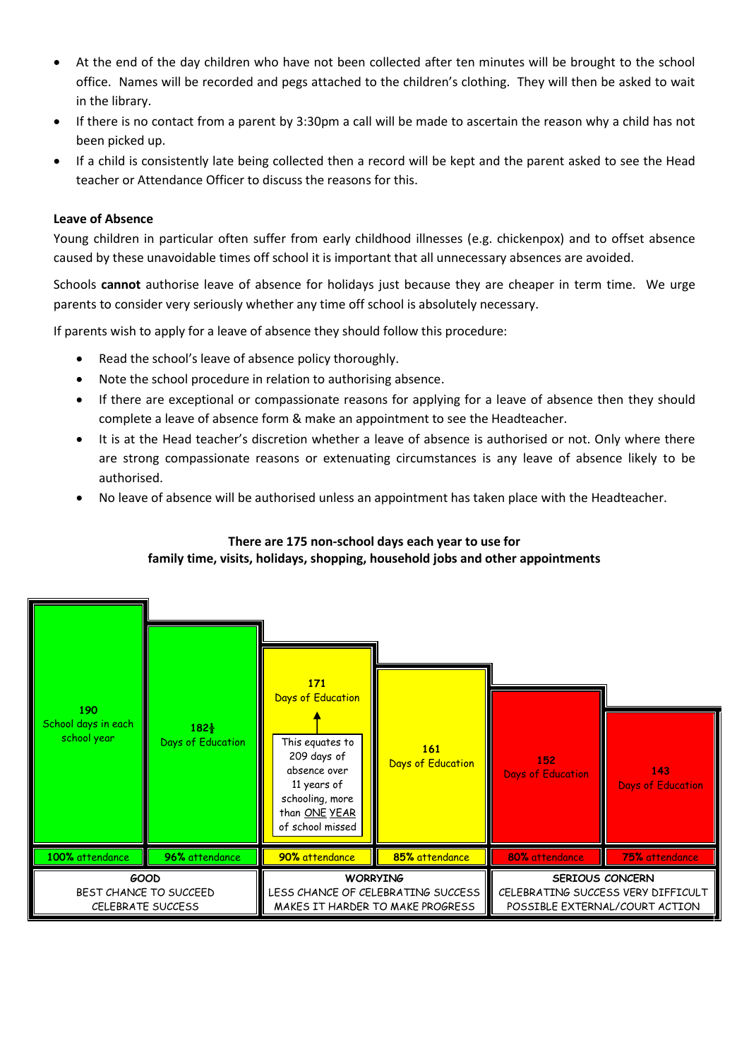- At the end of the day children who have not been collected after ten minutes will be brought to the school office. Names will be recorded and pegs attached to the children's clothing. They will then be asked to wait in the library.
- If there is no contact from a parent by 3:30pm a call will be made to ascertain the reason why a child has not been picked up.
- If a child is consistently late being collected then a record will be kept and the parent asked to see the Head teacher or Attendance Officer to discuss the reasons for this.

**Leave of Absence**

Young children in particular often suffer from early childhood illnesses (e.g. chickenpox) and to offset absence caused by these unavoidable times off school it is important that all unnecessary absences are avoided.

Schools **cannot** authorise leave of absence for holidays just because they are cheaper in term time. We urge parents to consider very seriously whether any time off school is absolutely necessary.

If parents wish to apply for a leave of absence they should follow this procedure:

- Read the school's leave of absence policy thoroughly.
- Note the school procedure in relation to authorising absence.
- If there are exceptional or compassionate reasons for applying for a leave of absence then they should complete a leave of absence form & make an appointment to see the Headteacher.
- It is at the Head teacher's discretion whether a leave of absence is authorised or not. Only where there are strong compassionate reasons or extenuating circumstances is any leave of absence likely to be authorised.
- No leave of absence will be authorised unless an appointment has taken place with the Headteacher.

**There are 175 non-school days each year to use for family time, visits, holidays, shopping, household jobs and other appointments**

| 190 School days in each school year | 182½ Days of Education | 171 Days of Education (This equates to 209 days of absence over 11 years of schooling, more than ONE YEAR of school missed) | 161 Days of Education | 152 Days of Education | 143 Days of Education |
|---|---|---|---|---|---|
| **100%** attendance | **96%** attendance | **90%** attendance | **85%** attendance | **80%** attendance | **75%** attendance |
| GOOD BEST CHANCE TO SUCCEED CELEBRATE SUCCESS | | WORRYING LESS CHANCE OF CELEBRATING SUCCESS MAKES IT HARDER TO MAKE PROGRESS | | SERIOUS CONCERN CELEBRATING SUCCESS VERY DIFFICULT POSSIBLE EXTERNAL/COURT ACTION | |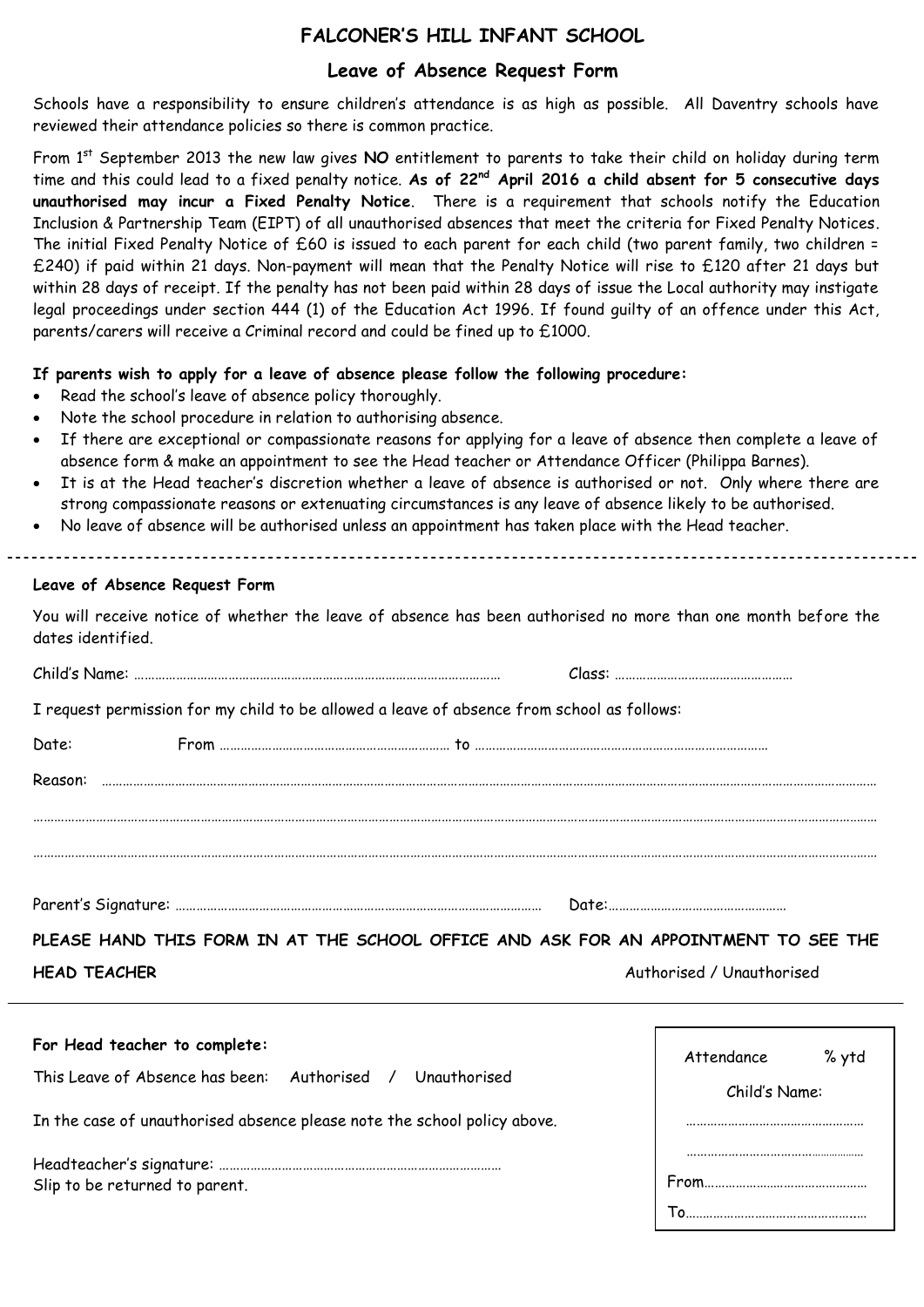# FALCONER'S HILL INFANT SCHOOL

## Leave of Absence Request Form

Schools have a responsibility to ensure children's attendance is as high as possible. All Daventry schools have reviewed their attendance policies so there is common practice.

From 1st September 2013 the new law gives **NO** entitlement to parents to take their child on holiday during term time and this could lead to a fixed penalty notice. **As of 22nd April 2016 a child absent for 5 consecutive days unauthorised may incur a Fixed Penalty Notice**. There is a requirement that schools notify the Education Inclusion & Partnership Team (EIPT) of all unauthorised absences that meet the criteria for Fixed Penalty Notices. The initial Fixed Penalty Notice of £60 is issued to each parent for each child (two parent family, two children = £240) if paid within 21 days. Non-payment will mean that the Penalty Notice will rise to £120 after 21 days but within 28 days of receipt. If the penalty has not been paid within 28 days of issue the Local authority may instigate legal proceedings under section 444 (1) of the Education Act 1996. If found guilty of an offence under this Act, parents/carers will receive a Criminal record and could be fined up to £1000.

**If parents wish to apply for a leave of absence please follow the following procedure:**

- Read the school's leave of absence policy thoroughly.
- Note the school procedure in relation to authorising absence.
- If there are exceptional or compassionate reasons for applying for a leave of absence then complete a leave of absence form & make an appointment to see the Head teacher or Attendance Officer (Philippa Barnes).
- It is at the Head teacher's discretion whether a leave of absence is authorised or not. Only where there are strong compassionate reasons or extenuating circumstances is any leave of absence likely to be authorised.
- No leave of absence will be authorised unless an appointment has taken place with the Head teacher.

---

**Leave of Absence Request Form**

You will receive notice of whether the leave of absence has been authorised no more than one month before the dates identified.

Child's Name: …………………………………………………………………………………………… Class: ……………………………………………

I request permission for my child to be allowed a leave of absence from school as follows:

Date: From ………………………………………………………… to ……………………………………………………………………

Reason: ……………………………………………………………………………………………………………………………………………

……………………………………………………………………………………………………………………………………………………

……………………………………………………………………………………………………………………………………………………

Parent's Signature: …………………………………………………………………………………………… Date:……………………………………………

**PLEASE HAND THIS FORM IN AT THE SCHOOL OFFICE AND ASK FOR AN APPOINTMENT TO SEE THE HEAD TEACHER**

Authorised / Unauthorised

---

**For Head teacher to complete:**

This Leave of Absence has been: Authorised / Unauthorised

In the case of unauthorised absence please note the school policy above.

Headteacher's signature: ………………………………………………………………………

Slip to be returned to parent.

Attendance % ytd

Child's Name:

……………………………………………

……………………………………………

From……………………………………

To……………………………………………